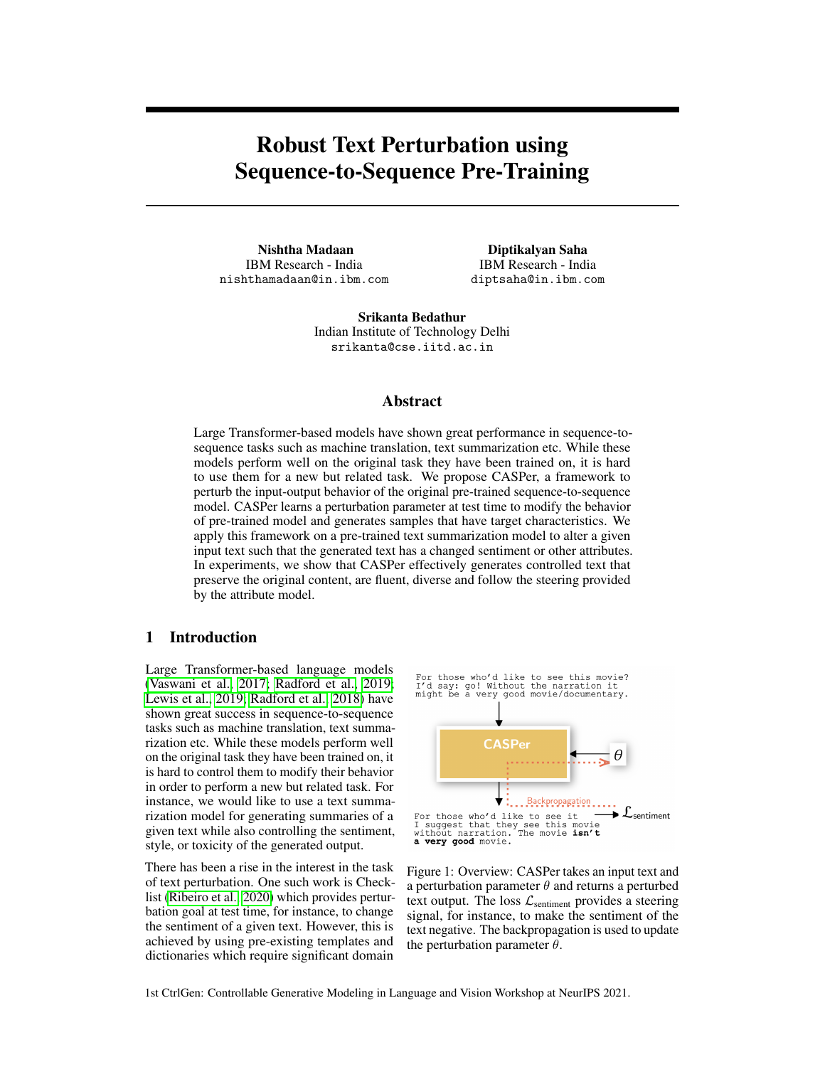# Robust Text Perturbation using Sequence-to-Sequence Pre-Training

**Nishtha Madaan**
IBM Research - India
nishthamadaan@in.ibm.com

**Diptikalyan Saha**
IBM Research - India
diptsaha@in.ibm.com

**Srikanta Bedathur**
Indian Institute of Technology Delhi
srikanta@cse.iitd.ac.in

## Abstract

Large Transformer-based models have shown great performance in sequence-to-sequence tasks such as machine translation, text summarization etc. While these models perform well on the original task they have been trained on, it is hard to use them for a new but related task. We propose CASPer, a framework to perturb the input-output behavior of the original pre-trained sequence-to-sequence model. CASPer learns a perturbation parameter at test time to modify the behavior of pre-trained model and generates samples that have target characteristics. We apply this framework on a pre-trained text summarization model to alter a given input text such that the generated text has a changed sentiment or other attributes. In experiments, we show that CASPer effectively generates controlled text that preserve the original content, are fluent, diverse and follow the steering provided by the attribute model.

## 1 Introduction

Large Transformer-based language models (Vaswani et al., 2017; Radford et al., 2019; Lewis et al., 2019; Radford et al., 2018) have shown great success in sequence-to-sequence tasks such as machine translation, text summarization etc. While these models perform well on the original task they have been trained on, it is hard to control them to modify their behavior in order to perform a new but related task. For instance, we would like to use a text summarization model for generating summaries of a given text while also controlling the sentiment, style, or toxicity of the generated output.

There has been a rise in the interest in the task of text perturbation. One such work is Checklist (Ribeiro et al., 2020) which provides perturbation goal at test time, for instance, to change the sentiment of a given text. However, this is achieved by using pre-existing templates and dictionaries which require significant domain

```
For those who'd like to see this movie?
I'd say: go! Without the narration it
might be a very good movie/documentary.
```

CASPer ← $\theta$ (Backpropagation) → $\mathcal{L}_{\text{sentiment}}$

```
For those who'd like to see it
I suggest that they see this movie
without narration. The movie isn't
a very good movie.
```

Figure 1: Overview: CASPer takes an input text and a perturbation parameter $\theta$ and returns a perturbed text output. The loss $\mathcal{L}_{\text{sentiment}}$ provides a steering signal, for instance, to make the sentiment of the text negative. The backpropagation is used to update the perturbation parameter $\theta$.

1st CtrlGen: Controllable Generative Modeling in Language and Vision Workshop at NeurIPS 2021.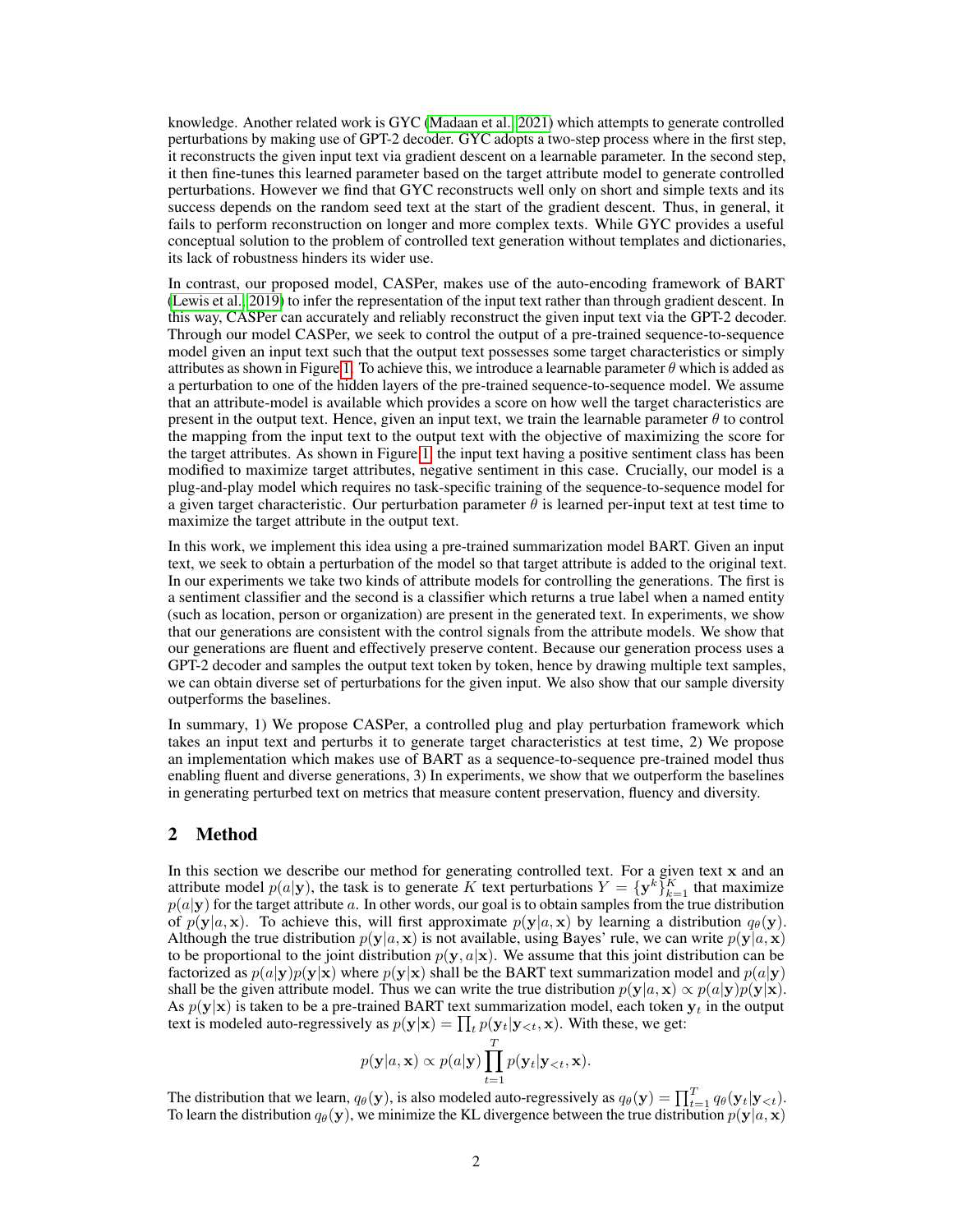knowledge. Another related work is GYC (Madaan et al., 2021) which attempts to generate controlled perturbations by making use of GPT-2 decoder. GYC adopts a two-step process where in the first step, it reconstructs the given input text via gradient descent on a learnable parameter. In the second step, it then fine-tunes this learned parameter based on the target attribute model to generate controlled perturbations. However we find that GYC reconstructs well only on short and simple texts and its success depends on the random seed text at the start of the gradient descent. Thus, in general, it fails to perform reconstruction on longer and more complex texts. While GYC provides a useful conceptual solution to the problem of controlled text generation without templates and dictionaries, its lack of robustness hinders its wider use.

In contrast, our proposed model, CASPer, makes use of the auto-encoding framework of BART (Lewis et al., 2019) to infer the representation of the input text rather than through gradient descent. In this way, CASPer can accurately and reliably reconstruct the given input text via the GPT-2 decoder. Through our model CASPer, we seek to control the output of a pre-trained sequence-to-sequence model given an input text such that the output text possesses some target characteristics or simply attributes as shown in Figure 1. To achieve this, we introduce a learnable parameter $\theta$ which is added as a perturbation to one of the hidden layers of the pre-trained sequence-to-sequence model. We assume that an attribute-model is available which provides a score on how well the target characteristics are present in the output text. Hence, given an input text, we train the learnable parameter $\theta$ to control the mapping from the input text to the output text with the objective of maximizing the score for the target attributes. As shown in Figure 1, the input text having a positive sentiment class has been modified to maximize target attributes, negative sentiment in this case. Crucially, our model is a plug-and-play model which requires no task-specific training of the sequence-to-sequence model for a given target characteristic. Our perturbation parameter $\theta$ is learned per-input text at test time to maximize the target attribute in the output text.

In this work, we implement this idea using a pre-trained summarization model BART. Given an input text, we seek to obtain a perturbation of the model so that target attribute is added to the original text. In our experiments we take two kinds of attribute models for controlling the generations. The first is a sentiment classifier and the second is a classifier which returns a true label when a named entity (such as location, person or organization) are present in the generated text. In experiments, we show that our generations are consistent with the control signals from the attribute models. We show that our generations are fluent and effectively preserve content. Because our generation process uses a GPT-2 decoder and samples the output text token by token, hence by drawing multiple text samples, we can obtain diverse set of perturbations for the given input. We also show that our sample diversity outperforms the baselines.

In summary, 1) We propose CASPer, a controlled plug and play perturbation framework which takes an input text and perturbs it to generate target characteristics at test time, 2) We propose an implementation which makes use of BART as a sequence-to-sequence pre-trained model thus enabling fluent and diverse generations, 3) In experiments, we show that we outperform the baselines in generating perturbed text on metrics that measure content preservation, fluency and diversity.

## 2 Method

In this section we describe our method for generating controlled text. For a given text $\mathbf{x}$ and an attribute model $p(a|\mathbf{y})$, the task is to generate $K$ text perturbations $Y = \{\mathbf{y}^k\}_{k=1}^K$ that maximize $p(a|\mathbf{y})$ for the target attribute $a$. In other words, our goal is to obtain samples from the true distribution of $p(\mathbf{y}|a, \mathbf{x})$. To achieve this, will first approximate $p(\mathbf{y}|a, \mathbf{x})$ by learning a distribution $q_\theta(\mathbf{y})$. Although the true distribution $p(\mathbf{y}|a, \mathbf{x})$ is not available, using Bayes' rule, we can write $p(\mathbf{y}|a, \mathbf{x})$ to be proportional to the joint distribution $p(\mathbf{y}, a|\mathbf{x})$. We assume that this joint distribution can be factorized as $p(a|\mathbf{y})p(\mathbf{y}|\mathbf{x})$ where $p(\mathbf{y}|\mathbf{x})$ shall be the BART text summarization model and $p(a|\mathbf{y})$ shall be the given attribute model. Thus we can write the true distribution $p(\mathbf{y}|a, \mathbf{x}) \propto p(a|\mathbf{y})p(\mathbf{y}|\mathbf{x})$. As $p(\mathbf{y}|\mathbf{x})$ is taken to be a pre-trained BART text summarization model, each token $\mathbf{y}_t$ in the output text is modeled auto-regressively as $p(\mathbf{y}|\mathbf{x}) = \prod_t p(\mathbf{y}_t|\mathbf{y}_{<t}, \mathbf{x})$. With these, we get:

$$p(\mathbf{y}|a, \mathbf{x}) \propto p(a|\mathbf{y}) \prod_{t=1}^{T} p(\mathbf{y}_t|\mathbf{y}_{<t}, \mathbf{x}).$$

The distribution that we learn, $q_\theta(\mathbf{y})$, is also modeled auto-regressively as $q_\theta(\mathbf{y}) = \prod_{t=1}^{T} q_\theta(\mathbf{y}_t|\mathbf{y}_{<t})$. To learn the distribution $q_\theta(\mathbf{y})$, we minimize the KL divergence between the true distribution $p(\mathbf{y}|a, \mathbf{x})$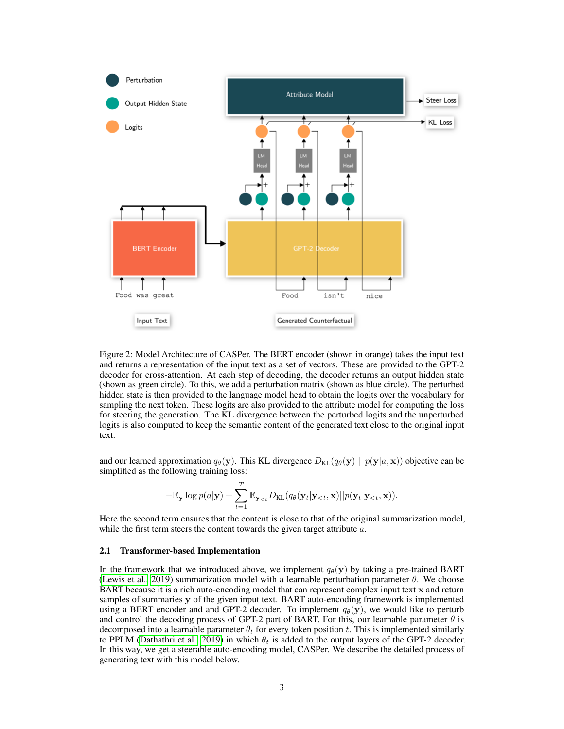Figure 2: Model Architecture of CASPer. The BERT encoder (shown in orange) takes the input text and returns a representation of the input text as a set of vectors. These are provided to the GPT-2 decoder for cross-attention. At each step of decoding, the decoder returns an output hidden state (shown as green circle). To this, we add a perturbation matrix (shown as blue circle). The perturbed hidden state is then provided to the language model head to obtain the logits over the vocabulary for sampling the next token. These logits are also provided to the attribute model for computing the loss for steering the generation. The KL divergence between the perturbed logits and the unperturbed logits is also computed to keep the semantic content of the generated text close to the original input text.

and our learned approximation $q_\theta(\mathbf{y})$. This KL divergence $D_{\text{KL}}(q_\theta(\mathbf{y}) \parallel p(\mathbf{y}|a, \mathbf{x}))$ objective can be simplified as the following training loss:

$$-\mathbb{E}_{\mathbf{y}} \log p(a|\mathbf{y}) + \sum_{t=1}^{T} \mathbb{E}_{\mathbf{y}_{<t}} D_{\text{KL}}(q_\theta(\mathbf{y}_t|\mathbf{y}_{<t}, \mathbf{x}) || p(\mathbf{y}_t|\mathbf{y}_{<t}, \mathbf{x})).$$

Here the second term ensures that the content is close to that of the original summarization model, while the first term steers the content towards the given target attribute $a$.

### 2.1 Transformer-based Implementation

In the framework that we introduced above, we implement $q_\theta(\mathbf{y})$ by taking a pre-trained BART (Lewis et al., 2019) summarization model with a learnable perturbation parameter $\theta$. We choose BART because it is a rich auto-encoding model that can represent complex input text $\mathbf{x}$ and return samples of summaries $\mathbf{y}$ of the given input text. BART auto-encoding framework is implemented using a BERT encoder and and GPT-2 decoder. To implement $q_\theta(\mathbf{y})$, we would like to perturb and control the decoding process of GPT-2 part of BART. For this, our learnable parameter $\theta$ is decomposed into a learnable parameter $\theta_t$ for every token position $t$. This is implemented similarly to PPLM (Dathathri et al., 2019) in which $\theta_t$ is added to the output layers of the GPT-2 decoder. In this way, we get a steerable auto-encoding model, CASPer. We describe the detailed process of generating text with this model below.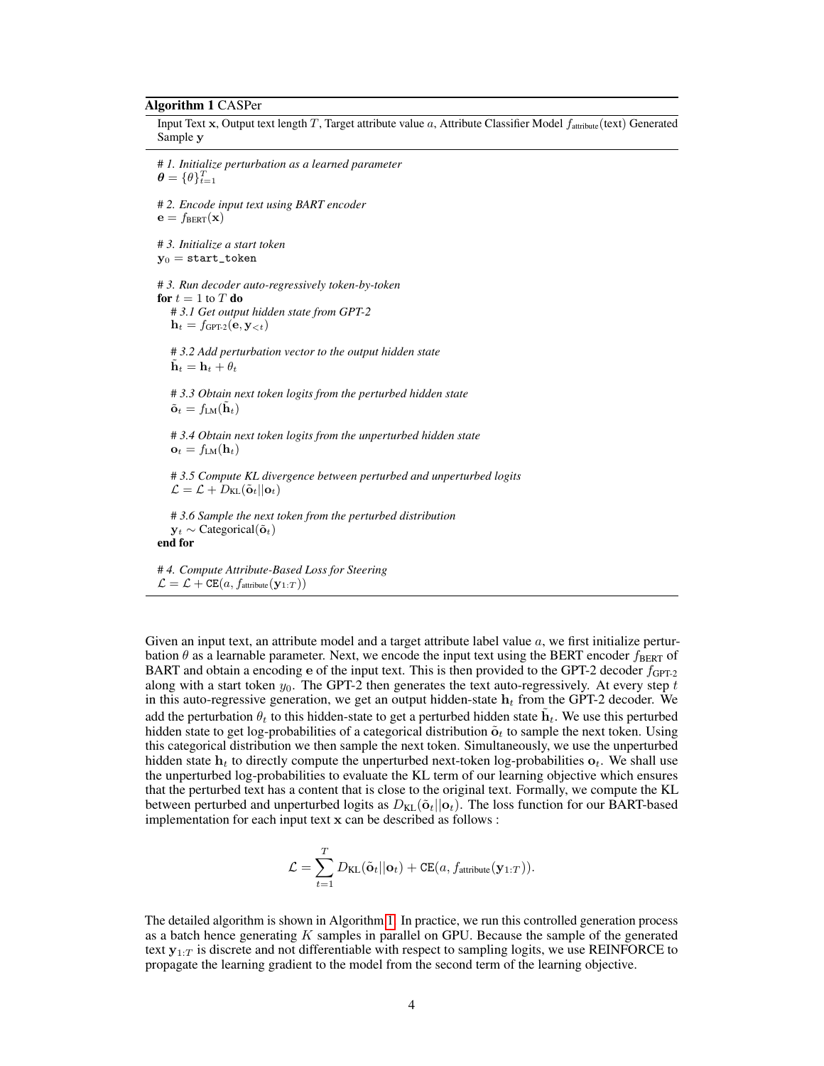**Algorithm 1** CASPer

Input Text $\mathbf{x}$, Output text length $T$, Target attribute value $a$, Attribute Classifier Model $f_{\text{attribute}}(\text{text})$ Generated Sample $\mathbf{y}$

*# 1. Initialize perturbation as a learned parameter*
$\boldsymbol{\theta} = \{\theta\}_{t=1}^{T}$

*# 2. Encode input text using BART encoder*
$\mathbf{e} = f_{\text{BERT}}(\mathbf{x})$

*# 3. Initialize a start token*
$\mathbf{y}_0 = \texttt{start\_token}$

*# 3. Run decoder auto-regressively token-by-token*
**for** $t = 1$ to $T$ **do**

*# 3.1 Get output hidden state from GPT-2*
$\mathbf{h}_t = f_{\text{GPT-2}}(\mathbf{e}, \mathbf{y}_{<t})$

*# 3.2 Add perturbation vector to the output hidden state*
$\tilde{\mathbf{h}}_t = \mathbf{h}_t + \theta_t$

*# 3.3 Obtain next token logits from the perturbed hidden state*
$\tilde{\mathbf{o}}_t = f_{\text{LM}}(\tilde{\mathbf{h}}_t)$

*# 3.4 Obtain next token logits from the unperturbed hidden state*
$\mathbf{o}_t = f_{\text{LM}}(\mathbf{h}_t)$

*# 3.5 Compute KL divergence between perturbed and unperturbed logits*
$\mathcal{L} = \mathcal{L} + D_{\text{KL}}(\tilde{\mathbf{o}}_t || \mathbf{o}_t)$

*# 3.6 Sample the next token from the perturbed distribution*
$\mathbf{y}_t \sim \text{Categorical}(\tilde{\mathbf{o}}_t)$

**end for**

*# 4. Compute Attribute-Based Loss for Steering*
$\mathcal{L} = \mathcal{L} + \texttt{CE}(a, f_{\text{attribute}}(\mathbf{y}_{1:T}))$

Given an input text, an attribute model and a target attribute label value $a$, we first initialize perturbation $\theta$ as a learnable parameter. Next, we encode the input text using the BERT encoder $f_{\text{BERT}}$ of BART and obtain a encoding $\mathbf{e}$ of the input text. This is then provided to the GPT-2 decoder $f_{\text{GPT-2}}$ along with a start token $y_0$. The GPT-2 then generates the text auto-regressively. At every step $t$ in this auto-regressive generation, we get an output hidden-state $\mathbf{h}_t$ from the GPT-2 decoder. We add the perturbation $\theta_t$ to this hidden-state to get a perturbed hidden state $\tilde{\mathbf{h}}_t$. We use this perturbed hidden state to get log-probabilities of a categorical distribution $\tilde{\mathbf{o}}_t$ to sample the next token. Using this categorical distribution we then sample the next token. Simultaneously, we use the unperturbed hidden state $\mathbf{h}_t$ to directly compute the unperturbed next-token log-probabilities $\mathbf{o}_t$. We shall use the unperturbed log-probabilities to evaluate the KL term of our learning objective which ensures that the perturbed text has a content that is close to the original text. Formally, we compute the KL between perturbed and unperturbed logits as $D_{\text{KL}}(\tilde{\mathbf{o}}_t || \mathbf{o}_t)$. The loss function for our BART-based implementation for each input text $\mathbf{x}$ can be described as follows :

$$\mathcal{L} = \sum_{t=1}^{T} D_{\text{KL}}(\tilde{\mathbf{o}}_t || \mathbf{o}_t) + \texttt{CE}(a, f_{\text{attribute}}(\mathbf{y}_{1:T})).$$

The detailed algorithm is shown in Algorithm 1. In practice, we run this controlled generation process as a batch hence generating $K$ samples in parallel on GPU. Because the sample of the generated text $\mathbf{y}_{1:T}$ is discrete and not differentiable with respect to sampling logits, we use REINFORCE to propagate the learning gradient to the model from the second term of the learning objective.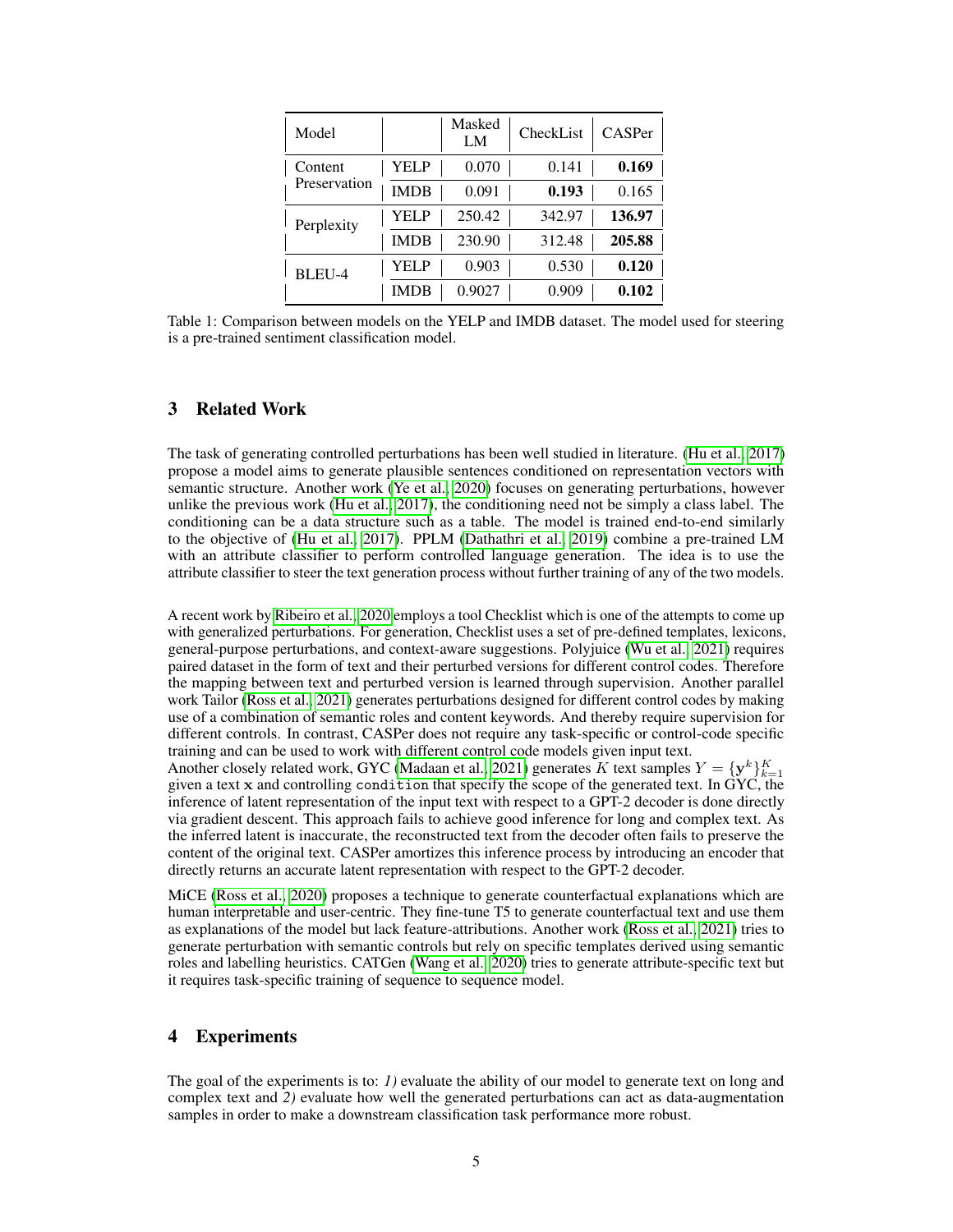| Model | | Masked LM | CheckList | CASPer |
|---|---|---|---|---|
| Content Preservation | YELP | 0.070 | 0.141 | **0.169** |
| | IMDB | 0.091 | **0.193** | 0.165 |
| Perplexity | YELP | 250.42 | 342.97 | **136.97** |
| | IMDB | 230.90 | 312.48 | **205.88** |
| BLEU-4 | YELP | 0.903 | 0.530 | **0.120** |
| | IMDB | 0.9027 | 0.909 | **0.102** |

Table 1: Comparison between models on the YELP and IMDB dataset. The model used for steering is a pre-trained sentiment classification model.

## 3 Related Work

The task of generating controlled perturbations has been well studied in literature. (Hu et al., 2017) propose a model aims to generate plausible sentences conditioned on representation vectors with semantic structure. Another work (Ye et al., 2020) focuses on generating perturbations, however unlike the previous work (Hu et al., 2017), the conditioning need not be simply a class label. The conditioning can be a data structure such as a table. The model is trained end-to-end similarly to the objective of (Hu et al., 2017). PPLM (Dathathri et al., 2019) combine a pre-trained LM with an attribute classifier to perform controlled language generation. The idea is to use the attribute classifier to steer the text generation process without further training of any of the two models.

A recent work by Ribeiro et al., 2020 employs a tool Checklist which is one of the attempts to come up with generalized perturbations. For generation, Checklist uses a set of pre-defined templates, lexicons, general-purpose perturbations, and context-aware suggestions. Polyjuice (Wu et al., 2021) requires paired dataset in the form of text and their perturbed versions for different control codes. Therefore the mapping between text and perturbed version is learned through supervision. Another parallel work Tailor (Ross et al., 2021) generates perturbations designed for different control codes by making use of a combination of semantic roles and content keywords. And thereby require supervision for different controls. In contrast, CASPer does not require any task-specific or control-code specific training and can be used to work with different control code models given input text.
Another closely related work, GYC (Madaan et al., 2021) generates $K$ text samples $Y = \{\mathbf{y}^k\}_{k=1}^K$ given a text $\mathbf{x}$ and controlling `condition` that specify the scope of the generated text. In GYC, the inference of latent representation of the input text with respect to a GPT-2 decoder is done directly via gradient descent. This approach fails to achieve good inference for long and complex text. As the inferred latent is inaccurate, the reconstructed text from the decoder often fails to preserve the content of the original text. CASPer amortizes this inference process by introducing an encoder that directly returns an accurate latent representation with respect to the GPT-2 decoder.

MiCE (Ross et al., 2020) proposes a technique to generate counterfactual explanations which are human interpretable and user-centric. They fine-tune T5 to generate counterfactual text and use them as explanations of the model but lack feature-attributions. Another work (Ross et al., 2021) tries to generate perturbation with semantic controls but rely on specific templates derived using semantic roles and labelling heuristics. CATGen (Wang et al., 2020) tries to generate attribute-specific text but it requires task-specific training of sequence to sequence model.

## 4 Experiments

The goal of the experiments is to: *1)* evaluate the ability of our model to generate text on long and complex text and *2)* evaluate how well the generated perturbations can act as data-augmentation samples in order to make a downstream classification task performance more robust.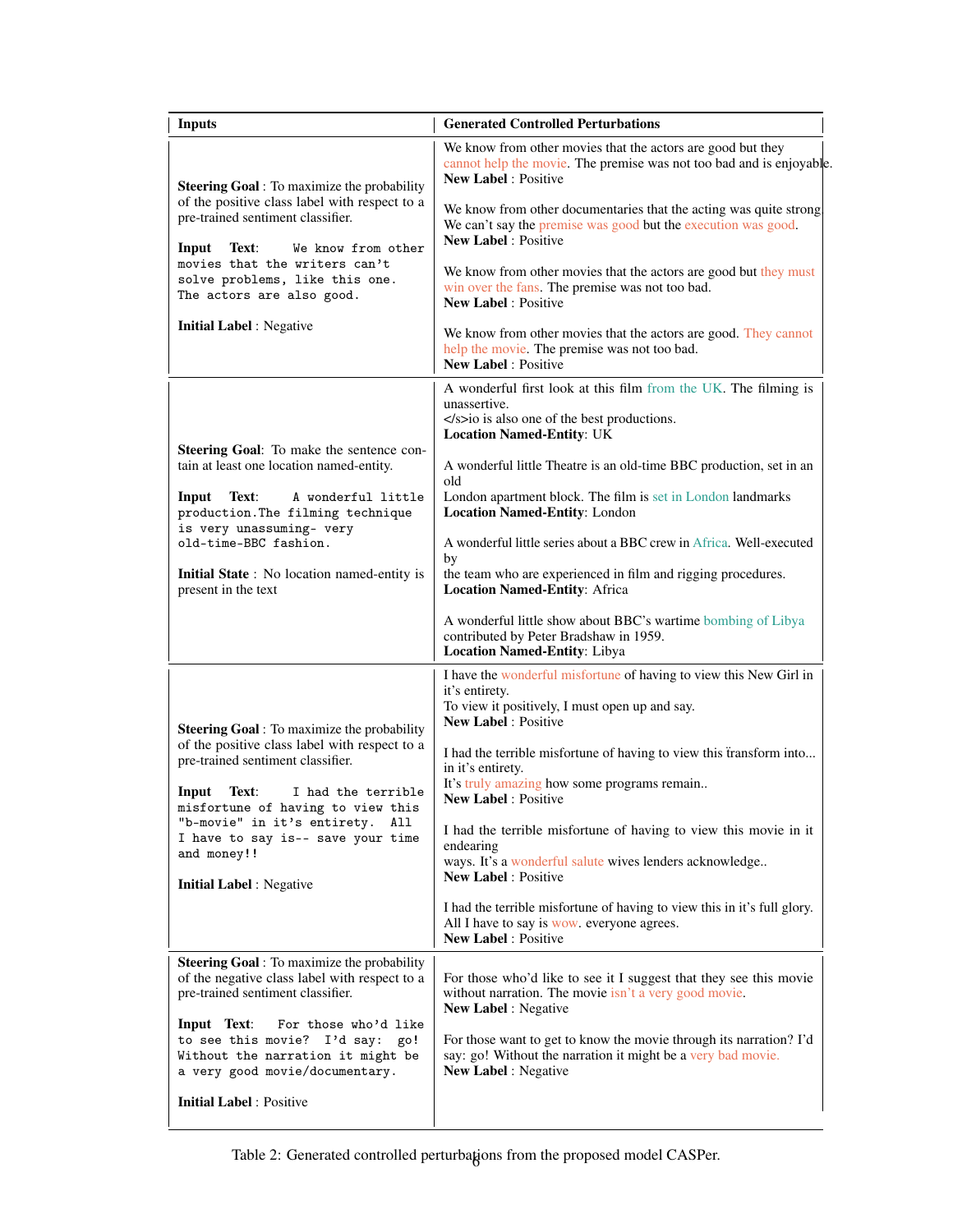| Inputs | Generated Controlled Perturbations |
|---|---|
| **Steering Goal** : To maximize the probability of the positive class label with respect to a pre-trained sentiment classifier.<br><br>**Input Text**: `We know from other movies that the writers can't solve problems, like this one. The actors are also good.`<br><br>**Initial Label** : Negative | We know from other movies that the actors are good but they cannot help the movie. The premise was not too bad and is enjoyable.<br>**New Label** : Positive<br><br>We know from other documentaries that the acting was quite strong. We can't say the premise was good but the execution was good.<br>**New Label** : Positive<br><br>We know from other movies that the actors are good but they must win over the fans. The premise was not too bad.<br>**New Label** : Positive<br><br>We know from other movies that the actors are good. They cannot help the movie. The premise was not too bad.<br>**New Label** : Positive |
| **Steering Goal**: To make the sentence contain at least one location named-entity.<br><br>**Input Text**: `A wonderful little production.The filming technique is very unassuming- very old-time-BBC fashion.`<br><br>**Initial State** : No location named-entity is present in the text | A wonderful first look at this film from the UK. The filming is unassertive.<br></s>io is also one of the best productions.<br>**Location Named-Entity**: UK<br><br>A wonderful little Theatre is an old-time BBC production, set in an old<br>London apartment block. The film is set in London landmarks<br>**Location Named-Entity**: London<br><br>A wonderful little series about a BBC crew in Africa. Well-executed by<br>the team who are experienced in film and rigging procedures.<br>**Location Named-Entity**: Africa<br><br>A wonderful little show about BBC's wartime bombing of Libya contributed by Peter Bradshaw in 1959.<br>**Location Named-Entity**: Libya |
| **Steering Goal** : To maximize the probability of the positive class label with respect to a pre-trained sentiment classifier.<br><br>**Input Text**: `I had the terrible misfortune of having to view this "b-movie" in it's entirety. All I have to say is-- save your time and money!!`<br><br>**Initial Label** : Negative | I have the wonderful misfortune of having to view this New Girl in it's entirety.<br>To view it positively, I must open up and say.<br>**New Label** : Positive<br><br>I had the terrible misfortune of having to view this ̈transform into... in it's entirety.<br>It's truly amazing how some programs remain..<br>**New Label** : Positive<br><br>I had the terrible misfortune of having to view this movie in it endearing<br>ways. It's a wonderful salute wives lenders acknowledge..<br>**New Label** : Positive<br><br>I had the terrible misfortune of having to view this in it's full glory. All I have to say is wow. everyone agrees.<br>**New Label** : Positive |
| **Steering Goal** : To maximize the probability of the negative class label with respect to a pre-trained sentiment classifier.<br><br>**Input Text**: `For those who'd like to see this movie? I'd say: go! Without the narration it might be a very good movie/documentary.`<br><br>**Initial Label** : Positive | For those who'd like to see it I suggest that they see this movie without narration. The movie isn't a very good movie.<br>**New Label** : Negative<br><br>For those want to get to know the movie through its narration? I'd say: go! Without the narration it might be a very bad movie.<br>**New Label** : Negative |

Table 2: Generated controlled perturbations from the proposed model CASPer.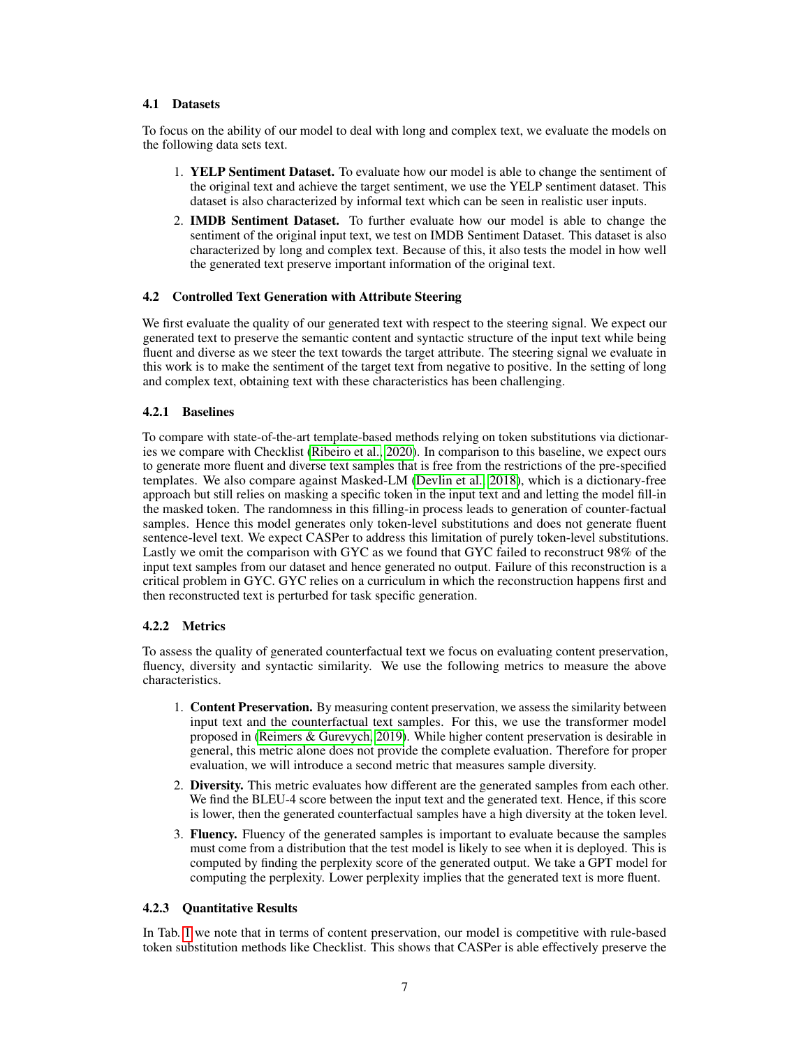### 4.1 Datasets

To focus on the ability of our model to deal with long and complex text, we evaluate the models on the following data sets text.

1. **YELP Sentiment Dataset.** To evaluate how our model is able to change the sentiment of the original text and achieve the target sentiment, we use the YELP sentiment dataset. This dataset is also characterized by informal text which can be seen in realistic user inputs.
2. **IMDB Sentiment Dataset.** To further evaluate how our model is able to change the sentiment of the original input text, we test on IMDB Sentiment Dataset. This dataset is also characterized by long and complex text. Because of this, it also tests the model in how well the generated text preserve important information of the original text.

### 4.2 Controlled Text Generation with Attribute Steering

We first evaluate the quality of our generated text with respect to the steering signal. We expect our generated text to preserve the semantic content and syntactic structure of the input text while being fluent and diverse as we steer the text towards the target attribute. The steering signal we evaluate in this work is to make the sentiment of the target text from negative to positive. In the setting of long and complex text, obtaining text with these characteristics has been challenging.

#### 4.2.1 Baselines

To compare with state-of-the-art template-based methods relying on token substitutions via dictionaries we compare with Checklist (Ribeiro et al., 2020). In comparison to this baseline, we expect ours to generate more fluent and diverse text samples that is free from the restrictions of the pre-specified templates. We also compare against Masked-LM (Devlin et al., 2018), which is a dictionary-free approach but still relies on masking a specific token in the input text and letting the model fill-in the masked token. The randomness in this filling-in process leads to generation of counter-factual samples. Hence this model generates only token-level substitutions and does not generate fluent sentence-level text. We expect CASPer to address this limitation of purely token-level substitutions. Lastly we omit the comparison with GYC as we found that GYC failed to reconstruct 98% of the input text samples from our dataset and hence generated no output. Failure of this reconstruction is a critical problem in GYC. GYC relies on a curriculum in which the reconstruction happens first and then reconstructed text is perturbed for task specific generation.

#### 4.2.2 Metrics

To assess the quality of generated counterfactual text we focus on evaluating content preservation, fluency, diversity and syntactic similarity. We use the following metrics to measure the above characteristics.

1. **Content Preservation.** By measuring content preservation, we assess the similarity between input text and the counterfactual text samples. For this, we use the transformer model proposed in (Reimers & Gurevych, 2019). While higher content preservation is desirable in general, this metric alone does not provide the complete evaluation. Therefore for proper evaluation, we will introduce a second metric that measures sample diversity.
2. **Diversity.** This metric evaluates how different are the generated samples from each other. We find the BLEU-4 score between the input text and the generated text. Hence, if this score is lower, then the generated counterfactual samples have a high diversity at the token level.
3. **Fluency.** Fluency of the generated samples is important to evaluate because the samples must come from a distribution that the test model is likely to see when it is deployed. This is computed by finding the perplexity score of the generated output. We take a GPT model for computing the perplexity. Lower perplexity implies that the generated text is more fluent.

#### 4.2.3 Quantitative Results

In Tab. 1 we note that in terms of content preservation, our model is competitive with rule-based token substitution methods like Checklist. This shows that CASPer is able effectively preserve the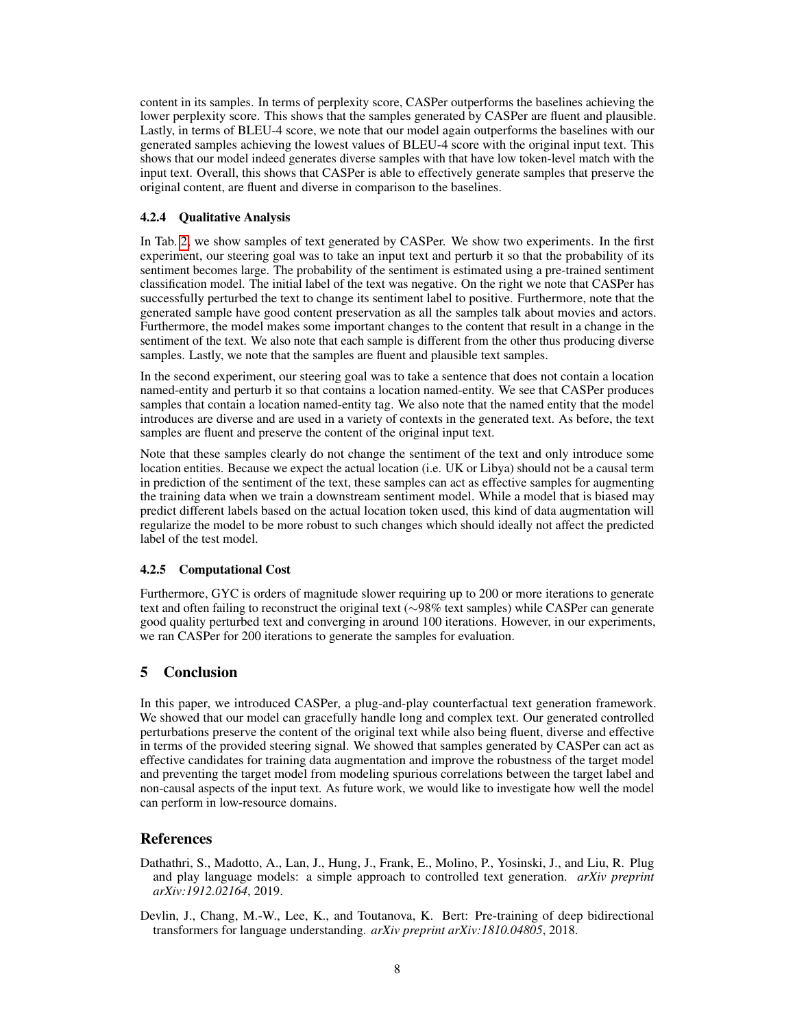content in its samples. In terms of perplexity score, CASPer outperforms the baselines achieving the lower perplexity score. This shows that the samples generated by CASPer are fluent and plausible. Lastly, in terms of BLEU-4 score, we note that our model again outperforms the baselines with our generated samples achieving the lowest values of BLEU-4 score with the original input text. This shows that our model indeed generates diverse samples with that have low token-level match with the input text. Overall, this shows that CASPer is able to effectively generate samples that preserve the original content, are fluent and diverse in comparison to the baselines.

#### 4.2.4 Qualitative Analysis

In Tab. 2, we show samples of text generated by CASPer. We show two experiments. In the first experiment, our steering goal was to take an input text and perturb it so that the probability of its sentiment becomes large. The probability of the sentiment is estimated using a pre-trained sentiment classification model. The initial label of the text was negative. On the right we note that CASPer has successfully perturbed the text to change its sentiment label to positive. Furthermore, note that the generated sample have good content preservation as all the samples talk about movies and actors. Furthermore, the model makes some important changes to the content that result in a change in the sentiment of the text. We also note that each sample is different from the other thus producing diverse samples. Lastly, we note that the samples are fluent and plausible text samples.

In the second experiment, our steering goal was to take a sentence that does not contain a location named-entity and perturb it so that contains a location named-entity. We see that CASPer produces samples that contain a location named-entity tag. We also note that the named entity that the model introduces are diverse and are used in a variety of contexts in the generated text. As before, the text samples are fluent and preserve the content of the original input text.

Note that these samples clearly do not change the sentiment of the text and only introduce some location entities. Because we expect the actual location (i.e. UK or Libya) should not be a causal term in prediction of the sentiment of the text, these samples can act as effective samples for augmenting the training data when we train a downstream sentiment model. While a model that is biased may predict different labels based on the actual location token used, this kind of data augmentation will regularize the model to be more robust to such changes which should ideally not affect the predicted label of the test model.

#### 4.2.5 Computational Cost

Furthermore, GYC is orders of magnitude slower requiring up to 200 or more iterations to generate text and often failing to reconstruct the original text (∼98% text samples) while CASPer can generate good quality perturbed text and converging in around 100 iterations. However, in our experiments, we ran CASPer for 200 iterations to generate the samples for evaluation.

## 5 Conclusion

In this paper, we introduced CASPer, a plug-and-play counterfactual text generation framework. We showed that our model can gracefully handle long and complex text. Our generated controlled perturbations preserve the content of the original text while also being fluent, diverse and effective in terms of the provided steering signal. We showed that samples generated by CASPer can act as effective candidates for training data augmentation and improve the robustness of the target model and preventing the target model from modeling spurious correlations between the target label and non-causal aspects of the input text. As future work, we would like to investigate how well the model can perform in low-resource domains.

## References

Dathathri, S., Madotto, A., Lan, J., Hung, J., Frank, E., Molino, P., Yosinski, J., and Liu, R. Plug and play language models: a simple approach to controlled text generation. *arXiv preprint arXiv:1912.02164*, 2019.

Devlin, J., Chang, M.-W., Lee, K., and Toutanova, K. Bert: Pre-training of deep bidirectional transformers for language understanding. *arXiv preprint arXiv:1810.04805*, 2018.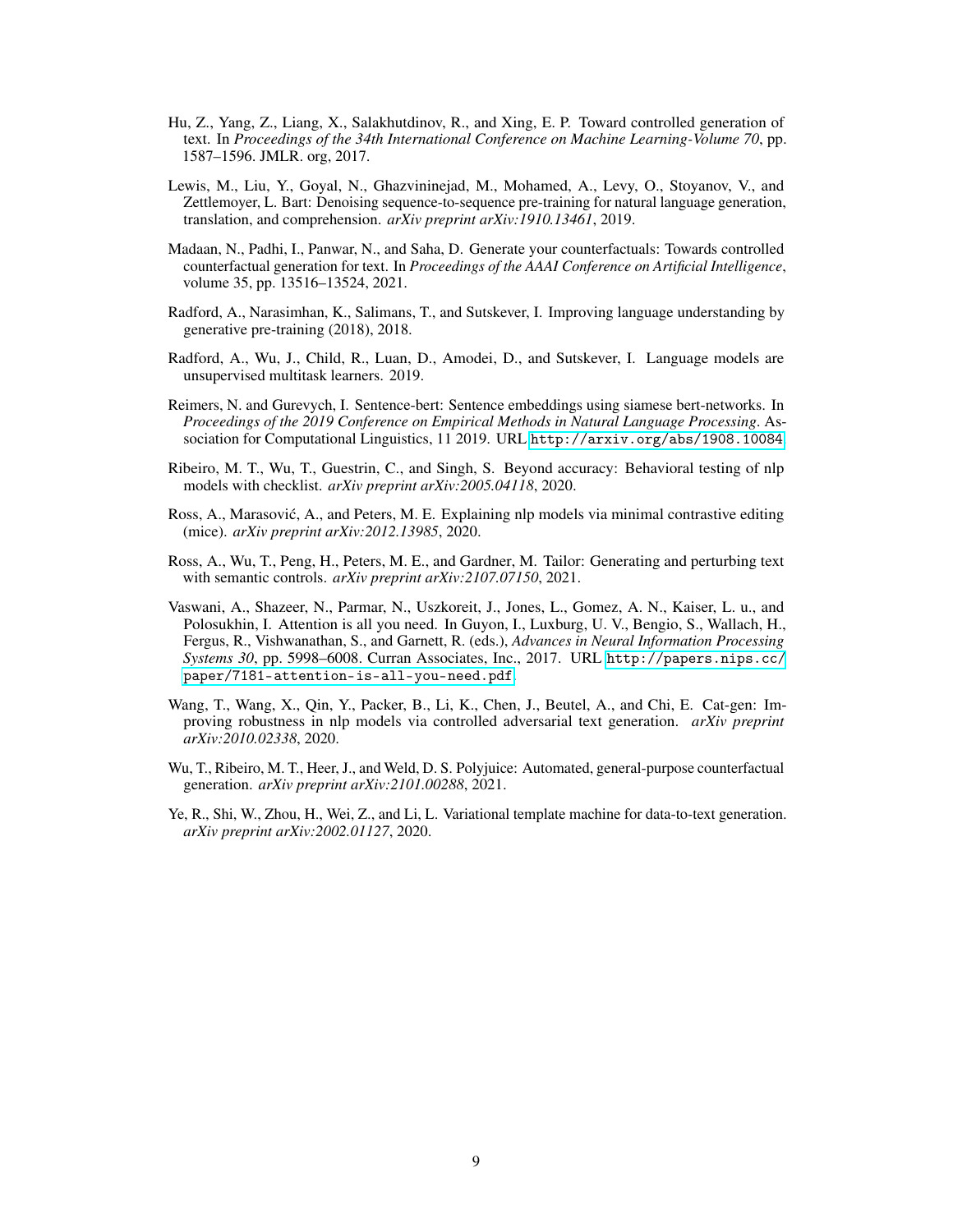Hu, Z., Yang, Z., Liang, X., Salakhutdinov, R., and Xing, E. P. Toward controlled generation of text. In *Proceedings of the 34th International Conference on Machine Learning-Volume 70*, pp. 1587–1596. JMLR. org, 2017.

Lewis, M., Liu, Y., Goyal, N., Ghazvininejad, M., Mohamed, A., Levy, O., Stoyanov, V., and Zettlemoyer, L. Bart: Denoising sequence-to-sequence pre-training for natural language generation, translation, and comprehension. *arXiv preprint arXiv:1910.13461*, 2019.

Madaan, N., Padhi, I., Panwar, N., and Saha, D. Generate your counterfactuals: Towards controlled counterfactual generation for text. In *Proceedings of the AAAI Conference on Artificial Intelligence*, volume 35, pp. 13516–13524, 2021.

Radford, A., Narasimhan, K., Salimans, T., and Sutskever, I. Improving language understanding by generative pre-training (2018), 2018.

Radford, A., Wu, J., Child, R., Luan, D., Amodei, D., and Sutskever, I. Language models are unsupervised multitask learners. 2019.

Reimers, N. and Gurevych, I. Sentence-bert: Sentence embeddings using siamese bert-networks. In *Proceedings of the 2019 Conference on Empirical Methods in Natural Language Processing*. Association for Computational Linguistics, 11 2019. URL http://arxiv.org/abs/1908.10084.

Ribeiro, M. T., Wu, T., Guestrin, C., and Singh, S. Beyond accuracy: Behavioral testing of nlp models with checklist. *arXiv preprint arXiv:2005.04118*, 2020.

Ross, A., Marasović, A., and Peters, M. E. Explaining nlp models via minimal contrastive editing (mice). *arXiv preprint arXiv:2012.13985*, 2020.

Ross, A., Wu, T., Peng, H., Peters, M. E., and Gardner, M. Tailor: Generating and perturbing text with semantic controls. *arXiv preprint arXiv:2107.07150*, 2021.

Vaswani, A., Shazeer, N., Parmar, N., Uszkoreit, J., Jones, L., Gomez, A. N., Kaiser, L. u., and Polosukhin, I. Attention is all you need. In Guyon, I., Luxburg, U. V., Bengio, S., Wallach, H., Fergus, R., Vishwanathan, S., and Garnett, R. (eds.), *Advances in Neural Information Processing Systems 30*, pp. 5998–6008. Curran Associates, Inc., 2017. URL http://papers.nips.cc/paper/7181-attention-is-all-you-need.pdf.

Wang, T., Wang, X., Qin, Y., Packer, B., Li, K., Chen, J., Beutel, A., and Chi, E. Cat-gen: Improving robustness in nlp models via controlled adversarial text generation. *arXiv preprint arXiv:2010.02338*, 2020.

Wu, T., Ribeiro, M. T., Heer, J., and Weld, D. S. Polyjuice: Automated, general-purpose counterfactual generation. *arXiv preprint arXiv:2101.00288*, 2021.

Ye, R., Shi, W., Zhou, H., Wei, Z., and Li, L. Variational template machine for data-to-text generation. *arXiv preprint arXiv:2002.01127*, 2020.